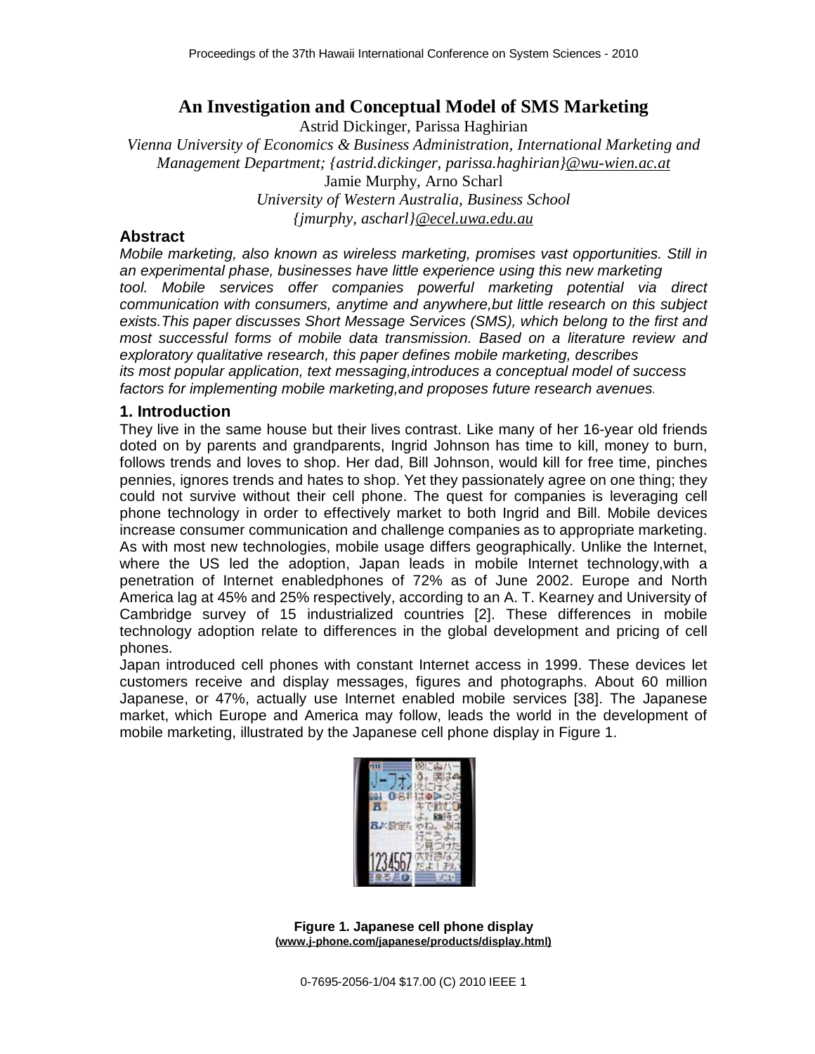# An Investigation and Conceptual Model of SMS Marketing

Astrid Dickinger, Parissa Haghirian

*Vienna University of Economics & Business Administration, International Marketing and Management Department; {astrid.dickinger, parissa.haghirian}@wu-wien.ac.at*

Jamie Murphy, Arno Scharl

*University of Western Australia, Business School*

*{jmurphy, ascharl}@ecel.uwa.edu.au*

## Abstract

*Mobile marketing, also known as wireless marketing, promises vast opportunities. Still in an experimental phase, businesses have little experience using this new marketing tool. Mobile services offer companies powerful marketing potential via direct communication with consumers, anytime and anywhere,but little research on this subject exists.This paper discusses Short Message Services (SMS), which belong to the first and most successful forms of mobile data transmission. Based on a literature review and exploratory qualitative research, this paper defines mobile marketing, describes its most popular application, text messaging,introduces a conceptual model of success factors for implementing mobile marketing,and proposes future research avenues.*

## 1. Introduction

They live in the same house but their lives contrast. Like many of her 16-year old friends doted on by parents and grandparents, Ingrid Johnson has time to kill, money to burn, follows trends and loves to shop. Her dad, Bill Johnson, would kill for free time, pinches pennies, ignores trends and hates to shop. Yet they passionately agree on one thing; they could not survive without their cell phone. The quest for companies is leveraging cell phone technology in order to effectively market to both Ingrid and Bill. Mobile devices increase consumer communication and challenge companies as to appropriate marketing. As with most new technologies, mobile usage differs geographically. Unlike the Internet, where the US led the adoption, Japan leads in mobile Internet technology,with a penetration of Internet enabledphones of 72% as of June 2002. Europe and North America lag at 45% and 25% respectively, according to an A. T. Kearney and University of Cambridge survey of 15 industrialized countries [2]. These differences in mobile technology adoption relate to differences in the global development and pricing of cell phones.

Japan introduced cell phones with constant Internet access in 1999. These devices let customers receive and display messages, figures and photographs. About 60 million Japanese, or 47%, actually use Internet enabled mobile services [38]. The Japanese market, which Europe and America may follow, leads the world in the development of mobile marketing, illustrated by the Japanese cell phone display in Figure 1.

**Figure 1. Japanese cell phone display**
**(www.j-phone.com/japanese/products/display.html)**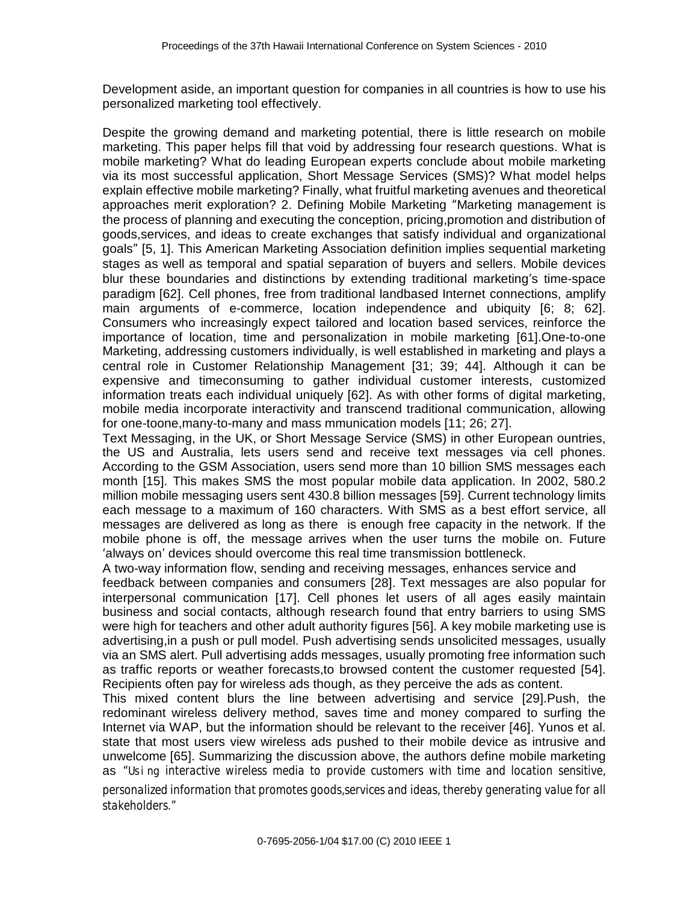Development aside, an important question for companies in all countries is how to use his personalized marketing tool effectively.

Despite the growing demand and marketing potential, there is little research on mobile marketing. This paper helps fill that void by addressing four research questions. What is mobile marketing? What do leading European experts conclude about mobile marketing via its most successful application, Short Message Services (SMS)? What model helps explain effective mobile marketing? Finally, what fruitful marketing avenues and theoretical approaches merit exploration? 2. Defining Mobile Marketing "Marketing management is the process of planning and executing the conception, pricing,promotion and distribution of goods,services, and ideas to create exchanges that satisfy individual and organizational goals" [5, 1]. This American Marketing Association definition implies sequential marketing stages as well as temporal and spatial separation of buyers and sellers. Mobile devices blur these boundaries and distinctions by extending traditional marketing's time-space paradigm [62]. Cell phones, free from traditional landbased Internet connections, amplify main arguments of e-commerce, location independence and ubiquity [6; 8; 62]. Consumers who increasingly expect tailored and location based services, reinforce the importance of location, time and personalization in mobile marketing [61].One-to-one Marketing, addressing customers individually, is well established in marketing and plays a central role in Customer Relationship Management [31; 39; 44]. Although it can be expensive and timeconsuming to gather individual customer interests, customized information treats each individual uniquely [62]. As with other forms of digital marketing, mobile media incorporate interactivity and transcend traditional communication, allowing for one-toone,many-to-many and mass mmunication models [11; 26; 27].

Text Messaging, in the UK, or Short Message Service (SMS) in other European ountries, the US and Australia, lets users send and receive text messages via cell phones. According to the GSM Association, users send more than 10 billion SMS messages each month [15]. This makes SMS the most popular mobile data application. In 2002, 580.2 million mobile messaging users sent 430.8 billion messages [59]. Current technology limits each message to a maximum of 160 characters. With SMS as a best effort service, all messages are delivered as long as there is enough free capacity in the network. If the mobile phone is off, the message arrives when the user turns the mobile on. Future 'always on' devices should overcome this real time transmission bottleneck.

A two-way information flow, sending and receiving messages, enhances service and feedback between companies and consumers [28]. Text messages are also popular for interpersonal communication [17]. Cell phones let users of all ages easily maintain business and social contacts, although research found that entry barriers to using SMS were high for teachers and other adult authority figures [56]. A key mobile marketing use is advertising,in a push or pull model. Push advertising sends unsolicited messages, usually via an SMS alert. Pull advertising adds messages, usually promoting free information such as traffic reports or weather forecasts,to browsed content the customer requested [54]. Recipients often pay for wireless ads though, as they perceive the ads as content.

This mixed content blurs the line between advertising and service [29].Push, the redominant wireless delivery method, saves time and money compared to surfing the Internet via WAP, but the information should be relevant to the receiver [46]. Yunos et al. state that most users view wireless ads pushed to their mobile device as intrusive and unwelcome [65]. Summarizing the discussion above, the authors define mobile marketing as *"Using interactive wireless media to provide customers with time and location sensitive, personalized information that promotes goods,services and ideas, thereby generating value for all stakeholders."*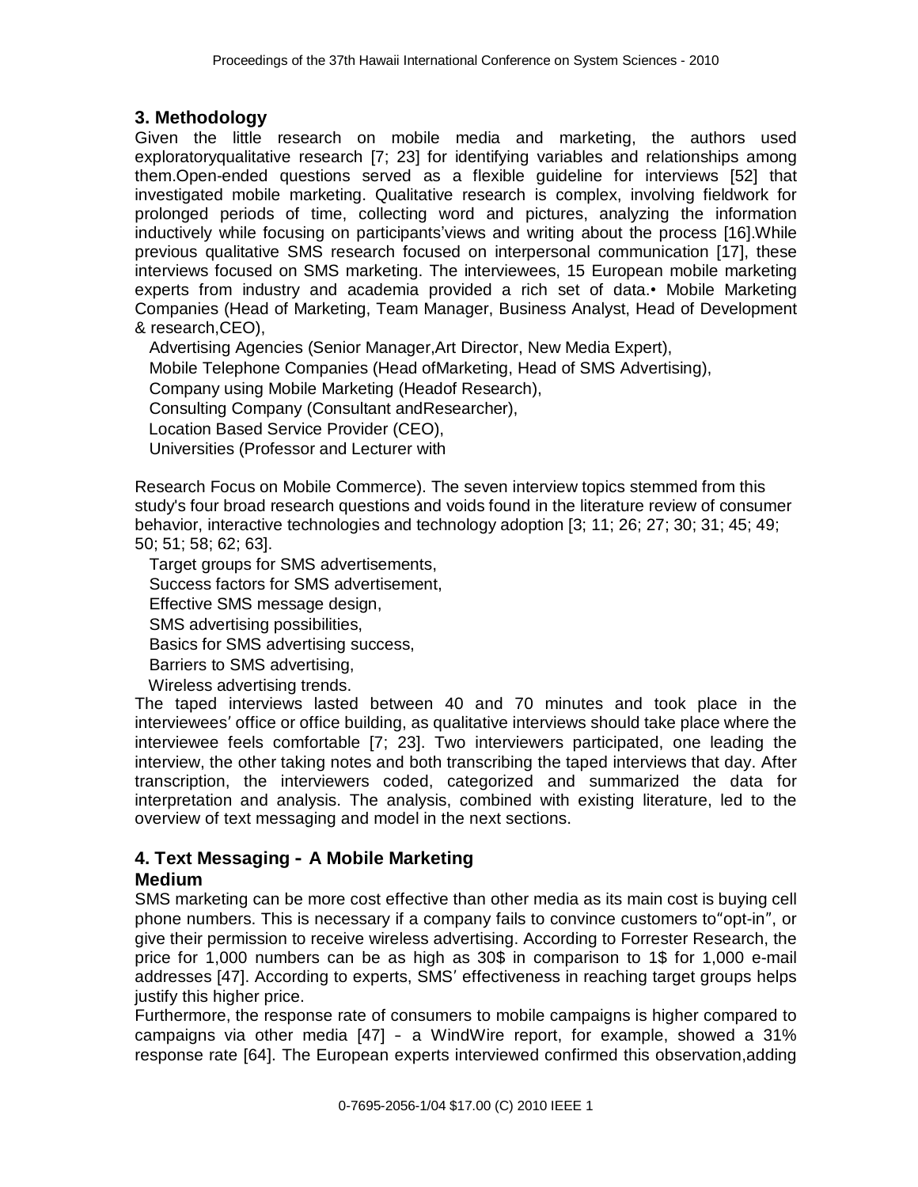## 3. Methodology

Given the little research on mobile media and marketing, the authors used exploratoryqualitative research [7; 23] for identifying variables and relationships among them.Open-ended questions served as a flexible guideline for interviews [52] that investigated mobile marketing. Qualitative research is complex, involving fieldwork for prolonged periods of time, collecting word and pictures, analyzing the information inductively while focusing on participants'views and writing about the process [16].While previous qualitative SMS research focused on interpersonal communication [17], these interviews focused on SMS marketing. The interviewees, 15 European mobile marketing experts from industry and academia provided a rich set of data.

- Mobile Marketing Companies (Head of Marketing, Team Manager, Business Analyst, Head of Development & research,CEO),
- Advertising Agencies (Senior Manager,Art Director, New Media Expert),
- Mobile Telephone Companies (Head ofMarketing, Head of SMS Advertising),
- Company using Mobile Marketing (Headof Research),
- Consulting Company (Consultant andResearcher),
- Location Based Service Provider (CEO),
- Universities (Professor and Lecturer with Research Focus on Mobile Commerce).

The seven interview topics stemmed from this study's four broad research questions and voids found in the literature review of consumer behavior, interactive technologies and technology adoption [3; 11; 26; 27; 30; 31; 45; 49; 50; 51; 58; 62; 63].

- Target groups for SMS advertisements,
- Success factors for SMS advertisement,
- Effective SMS message design,
- SMS advertising possibilities,
- Basics for SMS advertising success,
- Barriers to SMS advertising,
- Wireless advertising trends.

The taped interviews lasted between 40 and 70 minutes and took place in the interviewees′ office or office building, as qualitative interviews should take place where the interviewee feels comfortable [7; 23]. Two interviewers participated, one leading the interview, the other taking notes and both transcribing the taped interviews that day. After transcription, the interviewers coded, categorized and summarized the data for interpretation and analysis. The analysis, combined with existing literature, led to the overview of text messaging and model in the next sections.

## 4. Text Messaging - A Mobile Marketing Medium

SMS marketing can be more cost effective than other media as its main cost is buying cell phone numbers. This is necessary if a company fails to convince customers to"opt-in", or give their permission to receive wireless advertising. According to Forrester Research, the price for 1,000 numbers can be as high as 30$ in comparison to 1$ for 1,000 e-mail addresses [47]. According to experts, SMS′ effectiveness in reaching target groups helps justify this higher price.

Furthermore, the response rate of consumers to mobile campaigns is higher compared to campaigns via other media [47] - a WindWire report, for example, showed a 31% response rate [64]. The European experts interviewed confirmed this observation,adding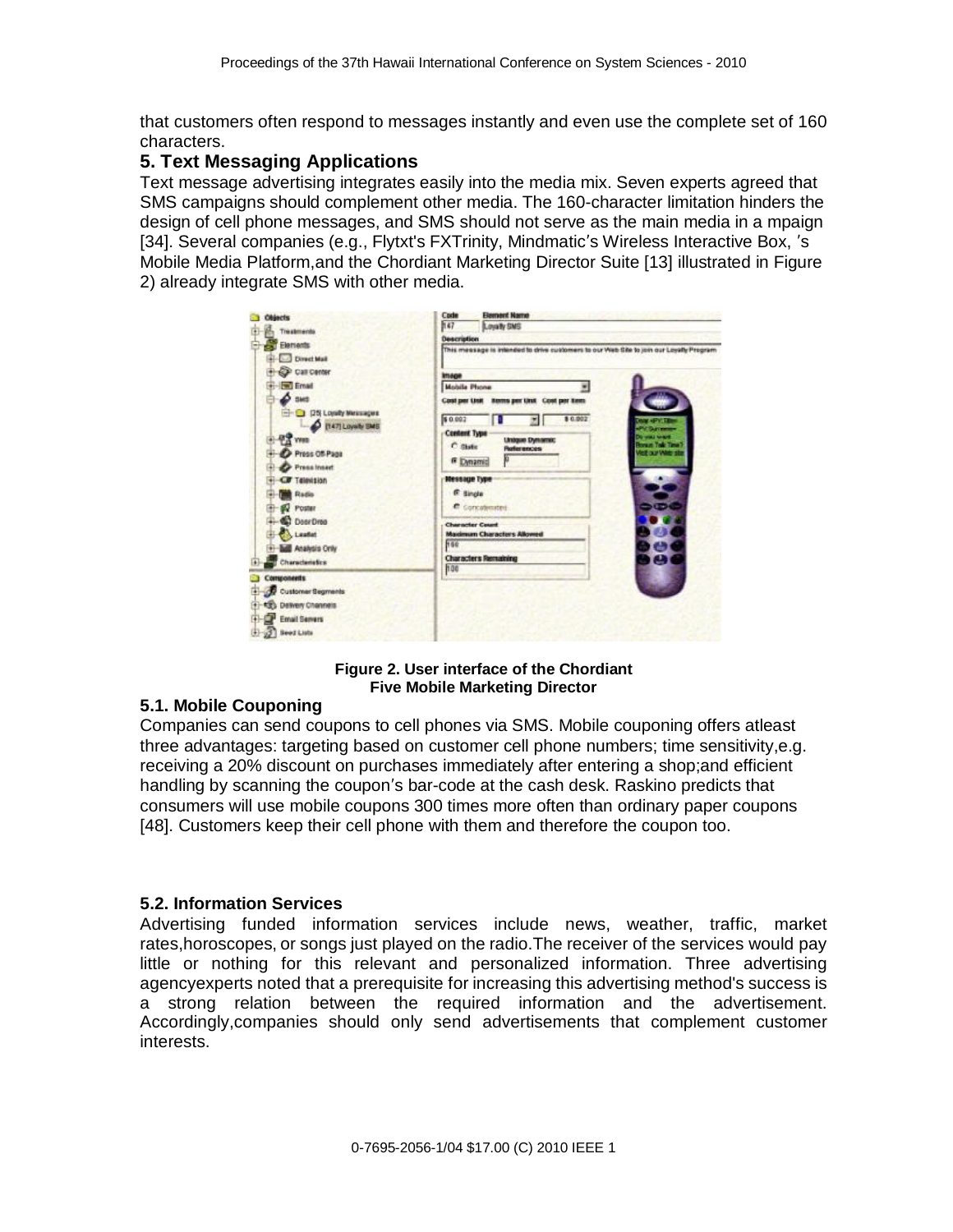that customers often respond to messages instantly and even use the complete set of 160 characters.

## 5. Text Messaging Applications

Text message advertising integrates easily into the media mix. Seven experts agreed that SMS campaigns should complement other media. The 160-character limitation hinders the design of cell phone messages, and SMS should not serve as the main media in a mpaign [34]. Several companies (e.g., Flytxt's FXTrinity, Mindmatic's Wireless Interactive Box, 's Mobile Media Platform,and the Chordiant Marketing Director Suite [13] illustrated in Figure 2) already integrate SMS with other media.

**Figure 2. User interface of the Chordiant Five Mobile Marketing Director**

### 5.1. Mobile Couponing

Companies can send coupons to cell phones via SMS. Mobile couponing offers atleast three advantages: targeting based on customer cell phone numbers; time sensitivity,e.g. receiving a 20% discount on purchases immediately after entering a shop;and efficient handling by scanning the coupon's bar-code at the cash desk. Raskino predicts that consumers will use mobile coupons 300 times more often than ordinary paper coupons [48]. Customers keep their cell phone with them and therefore the coupon too.

### 5.2. Information Services

Advertising funded information services include news, weather, traffic, market rates,horoscopes, or songs just played on the radio.The receiver of the services would pay little or nothing for this relevant and personalized information. Three advertising agencyexperts noted that a prerequisite for increasing this advertising method's success is a strong relation between the required information and the advertisement. Accordingly,companies should only send advertisements that complement customer interests.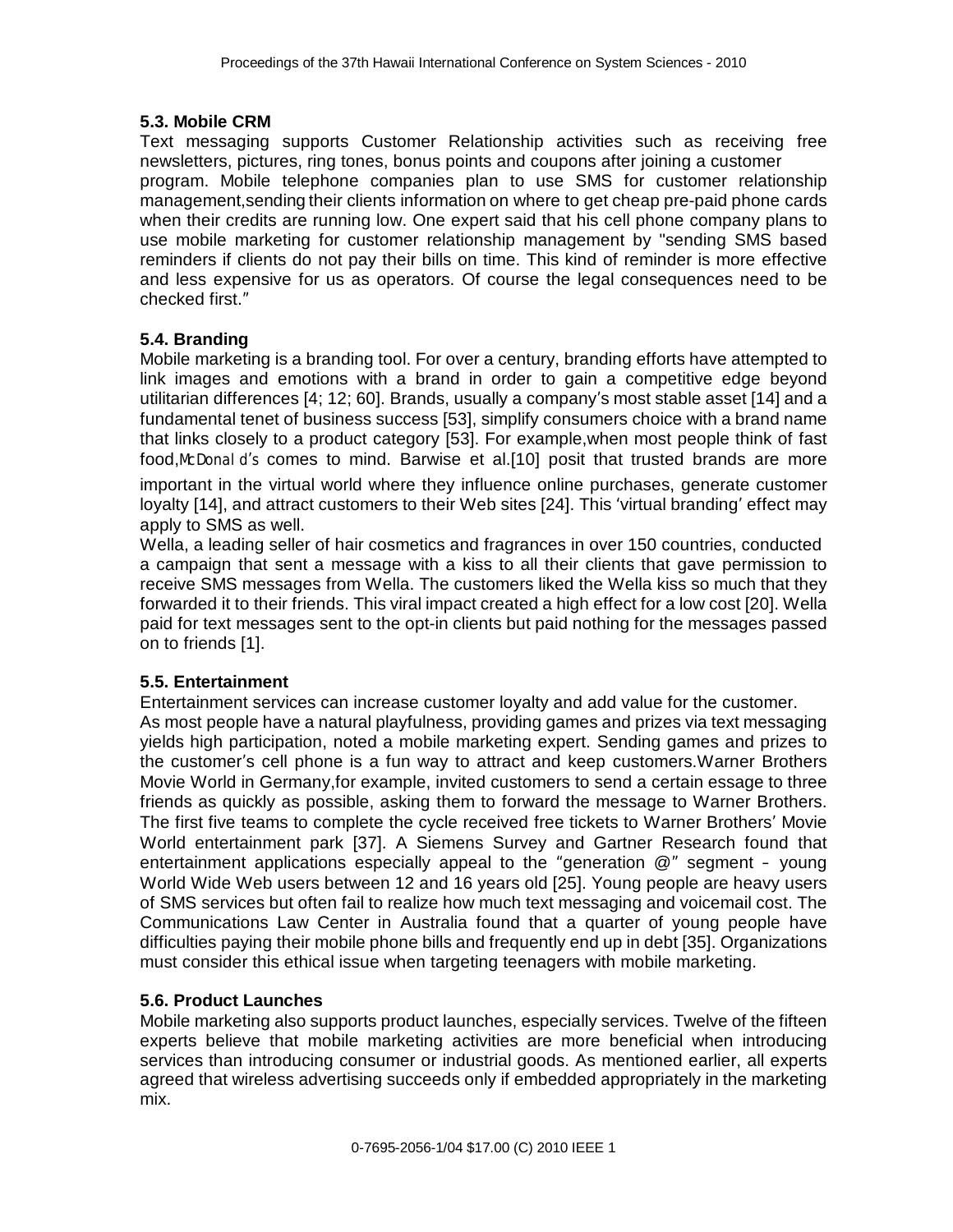### 5.3. Mobile CRM

Text messaging supports Customer Relationship activities such as receiving free newsletters, pictures, ring tones, bonus points and coupons after joining a customer program. Mobile telephone companies plan to use SMS for customer relationship management,sending their clients information on where to get cheap pre-paid phone cards when their credits are running low. One expert said that his cell phone company plans to use mobile marketing for customer relationship management by "sending SMS based reminders if clients do not pay their bills on time. This kind of reminder is more effective and less expensive for us as operators. Of course the legal consequences need to be checked first."

### 5.4. Branding

Mobile marketing is a branding tool. For over a century, branding efforts have attempted to link images and emotions with a brand in order to gain a competitive edge beyond utilitarian differences [4; 12; 60]. Brands, usually a company's most stable asset [14] and a fundamental tenet of business success [53], simplify consumers choice with a brand name that links closely to a product category [53]. For example,when most people think of fast food,McDonald's comes to mind. Barwise et al.[10] posit that trusted brands are more important in the virtual world where they influence online purchases, generate customer loyalty [14], and attract customers to their Web sites [24]. This 'virtual branding' effect may apply to SMS as well.

Wella, a leading seller of hair cosmetics and fragrances in over 150 countries, conducted a campaign that sent a message with a kiss to all their clients that gave permission to receive SMS messages from Wella. The customers liked the Wella kiss so much that they forwarded it to their friends. This viral impact created a high effect for a low cost [20]. Wella paid for text messages sent to the opt-in clients but paid nothing for the messages passed on to friends [1].

### 5.5. Entertainment

Entertainment services can increase customer loyalty and add value for the customer.

As most people have a natural playfulness, providing games and prizes via text messaging yields high participation, noted a mobile marketing expert. Sending games and prizes to the customer's cell phone is a fun way to attract and keep customers.Warner Brothers Movie World in Germany,for example, invited customers to send a certain essage to three friends as quickly as possible, asking them to forward the message to Warner Brothers. The first five teams to complete the cycle received free tickets to Warner Brothers' Movie World entertainment park [37]. A Siemens Survey and Gartner Research found that entertainment applications especially appeal to the "generation @" segment – young World Wide Web users between 12 and 16 years old [25]. Young people are heavy users of SMS services but often fail to realize how much text messaging and voicemail cost. The Communications Law Center in Australia found that a quarter of young people have difficulties paying their mobile phone bills and frequently end up in debt [35]. Organizations must consider this ethical issue when targeting teenagers with mobile marketing.

### 5.6. Product Launches

Mobile marketing also supports product launches, especially services. Twelve of the fifteen experts believe that mobile marketing activities are more beneficial when introducing services than introducing consumer or industrial goods. As mentioned earlier, all experts agreed that wireless advertising succeeds only if embedded appropriately in the marketing mix.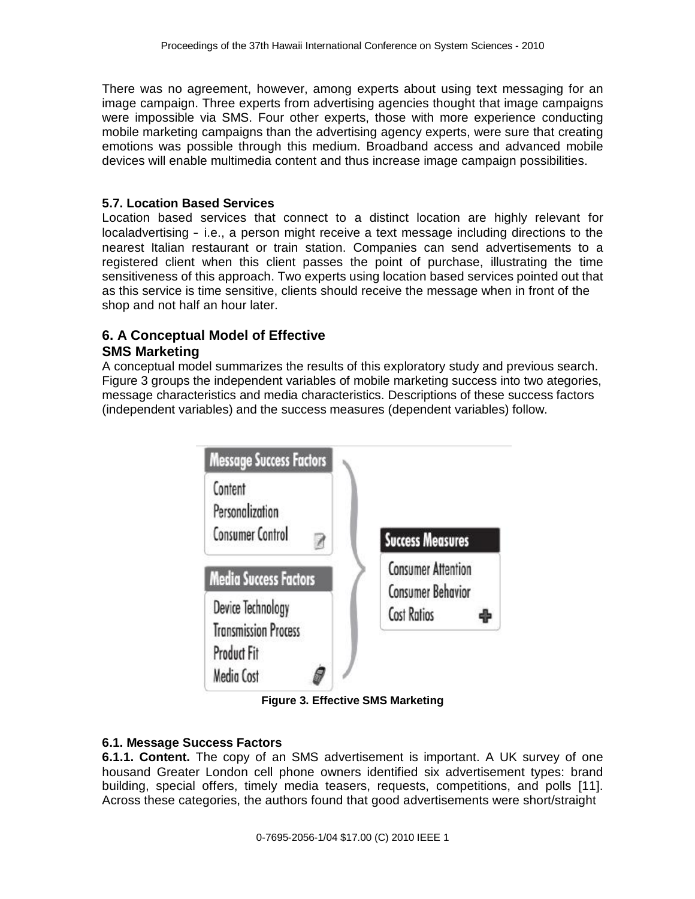There was no agreement, however, among experts about using text messaging for an image campaign. Three experts from advertising agencies thought that image campaigns were impossible via SMS. Four other experts, those with more experience conducting mobile marketing campaigns than the advertising agency experts, were sure that creating emotions was possible through this medium. Broadband access and advanced mobile devices will enable multimedia content and thus increase image campaign possibilities.

### 5.7. Location Based Services

Location based services that connect to a distinct location are highly relevant for localadvertising – i.e., a person might receive a text message including directions to the nearest Italian restaurant or train station. Companies can send advertisements to a registered client when this client passes the point of purchase, illustrating the time sensitiveness of this approach. Two experts using location based services pointed out that as this service is time sensitive, clients should receive the message when in front of the shop and not half an hour later.

## 6. A Conceptual Model of Effective SMS Marketing

A conceptual model summarizes the results of this exploratory study and previous search. Figure 3 groups the independent variables of mobile marketing success into two ategories, message characteristics and media characteristics. Descriptions of these success factors (independent variables) and the success measures (dependent variables) follow.

**Message Success Factors**
- Content
- Personalization
- Consumer Control

**Media Success Factors**
- Device Technology
- Transmission Process
- Product Fit
- Media Cost

**Success Measures**
- Consumer Attention
- Consumer Behavior
- Cost Ratios

**Figure 3. Effective SMS Marketing**

### 6.1. Message Success Factors

**6.1.1. Content.** The copy of an SMS advertisement is important. A UK survey of one housand Greater London cell phone owners identified six advertisement types: brand building, special offers, timely media teasers, requests, competitions, and polls [11]. Across these categories, the authors found that good advertisements were short/straight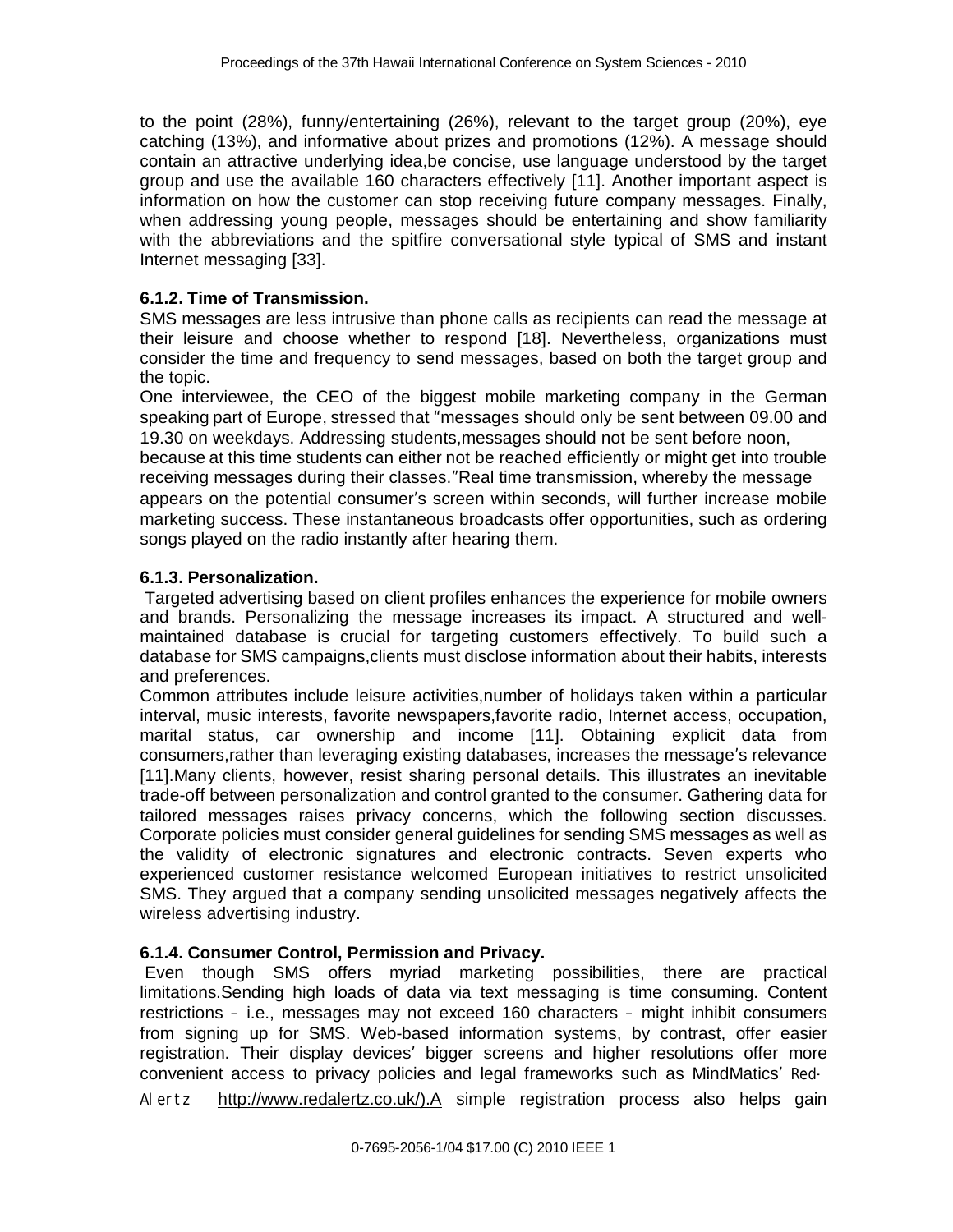to the point (28%), funny/entertaining (26%), relevant to the target group (20%), eye catching (13%), and informative about prizes and promotions (12%). A message should contain an attractive underlying idea,be concise, use language understood by the target group and use the available 160 characters effectively [11]. Another important aspect is information on how the customer can stop receiving future company messages. Finally, when addressing young people, messages should be entertaining and show familiarity with the abbreviations and the spitfire conversational style typical of SMS and instant Internet messaging [33].

### 6.1.2. Time of Transmission.

SMS messages are less intrusive than phone calls as recipients can read the message at their leisure and choose whether to respond [18]. Nevertheless, organizations must consider the time and frequency to send messages, based on both the target group and the topic.

One interviewee, the CEO of the biggest mobile marketing company in the German speaking part of Europe, stressed that "messages should only be sent between 09.00 and 19.30 on weekdays. Addressing students,messages should not be sent before noon, because at this time students can either not be reached efficiently or might get into trouble receiving messages during their classes."Real time transmission, whereby the message appears on the potential consumer's screen within seconds, will further increase mobile marketing success. These instantaneous broadcasts offer opportunities, such as ordering songs played on the radio instantly after hearing them.

### 6.1.3. Personalization.

Targeted advertising based on client profiles enhances the experience for mobile owners and brands. Personalizing the message increases its impact. A structured and well-maintained database is crucial for targeting customers effectively. To build such a database for SMS campaigns,clients must disclose information about their habits, interests and preferences.

Common attributes include leisure activities,number of holidays taken within a particular interval, music interests, favorite newspapers,favorite radio, Internet access, occupation, marital status, car ownership and income [11]. Obtaining explicit data from consumers,rather than leveraging existing databases, increases the message's relevance [11].Many clients, however, resist sharing personal details. This illustrates an inevitable trade-off between personalization and control granted to the consumer. Gathering data for tailored messages raises privacy concerns, which the following section discusses. Corporate policies must consider general guidelines for sending SMS messages as well as the validity of electronic signatures and electronic contracts. Seven experts who experienced customer resistance welcomed European initiatives to restrict unsolicited SMS. They argued that a company sending unsolicited messages negatively affects the wireless advertising industry.

### 6.1.4. Consumer Control, Permission and Privacy.

Even though SMS offers myriad marketing possibilities, there are practical limitations.Sending high loads of data via text messaging is time consuming. Content restrictions – i.e., messages may not exceed 160 characters – might inhibit consumers from signing up for SMS. Web-based information systems, by contrast, offer easier registration. Their display devices' bigger screens and higher resolutions offer more convenient access to privacy policies and legal frameworks such as MindMatics' Red-Alertz http://www.redalertz.co.uk/).A simple registration process also helps gain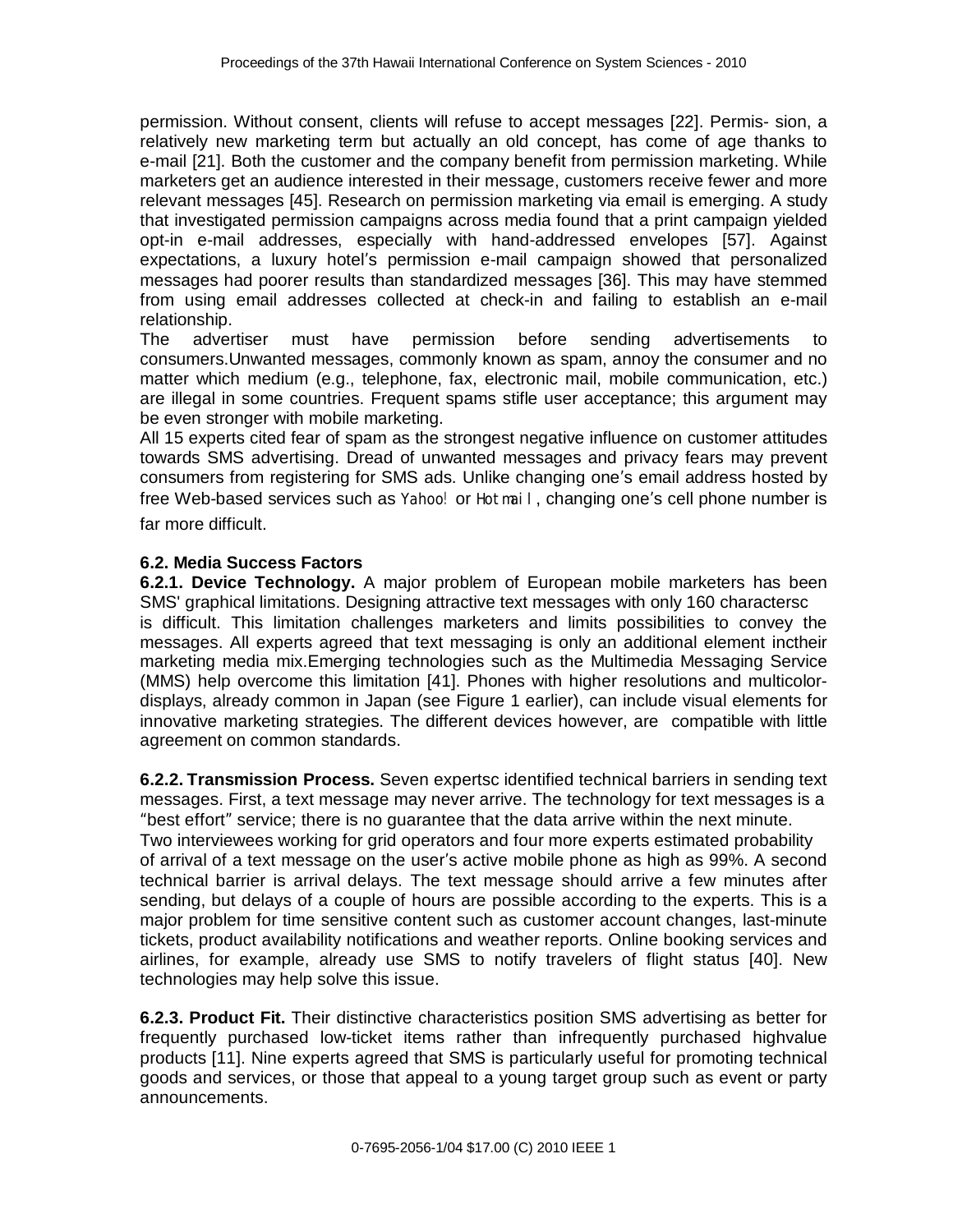permission. Without consent, clients will refuse to accept messages [22]. Permis- sion, a relatively new marketing term but actually an old concept, has come of age thanks to e-mail [21]. Both the customer and the company benefit from permission marketing. While marketers get an audience interested in their message, customers receive fewer and more relevant messages [45]. Research on permission marketing via email is emerging. A study that investigated permission campaigns across media found that a print campaign yielded opt-in e-mail addresses, especially with hand-addressed envelopes [57]. Against expectations, a luxury hotel's permission e-mail campaign showed that personalized messages had poorer results than standardized messages [36]. This may have stemmed from using email addresses collected at check-in and failing to establish an e-mail relationship.

The advertiser must have permission before sending advertisements to consumers.Unwanted messages, commonly known as spam, annoy the consumer and no matter which medium (e.g., telephone, fax, electronic mail, mobile communication, etc.) are illegal in some countries. Frequent spams stifle user acceptance; this argument may be even stronger with mobile marketing.

All 15 experts cited fear of spam as the strongest negative influence on customer attitudes towards SMS advertising. Dread of unwanted messages and privacy fears may prevent consumers from registering for SMS ads. Unlike changing one's email address hosted by free Web-based services such as Yahoo! or Hotmail, changing one's cell phone number is far more difficult.

### 6.2. Media Success Factors

**6.2.1. Device Technology.** A major problem of European mobile marketers has been SMS' graphical limitations. Designing attractive text messages with only 160 charactersc is difficult. This limitation challenges marketers and limits possibilities to convey the messages. All experts agreed that text messaging is only an additional element inctheir marketing media mix.Emerging technologies such as the Multimedia Messaging Service (MMS) help overcome this limitation [41]. Phones with higher resolutions and multicolor-displays, already common in Japan (see Figure 1 earlier), can include visual elements for innovative marketing strategies. The different devices however, are compatible with little agreement on common standards.

**6.2.2. Transmission Process.** Seven expertsc identified technical barriers in sending text messages. First, a text message may never arrive. The technology for text messages is a "best effort" service; there is no guarantee that the data arrive within the next minute. Two interviewees working for grid operators and four more experts estimated probability of arrival of a text message on the user's active mobile phone as high as 99%. A second technical barrier is arrival delays. The text message should arrive a few minutes after sending, but delays of a couple of hours are possible according to the experts. This is a major problem for time sensitive content such as customer account changes, last-minute tickets, product availability notifications and weather reports. Online booking services and airlines, for example, already use SMS to notify travelers of flight status [40]. New technologies may help solve this issue.

**6.2.3. Product Fit.** Their distinctive characteristics position SMS advertising as better for frequently purchased low-ticket items rather than infrequently purchased highvalue products [11]. Nine experts agreed that SMS is particularly useful for promoting technical goods and services, or those that appeal to a young target group such as event or party announcements.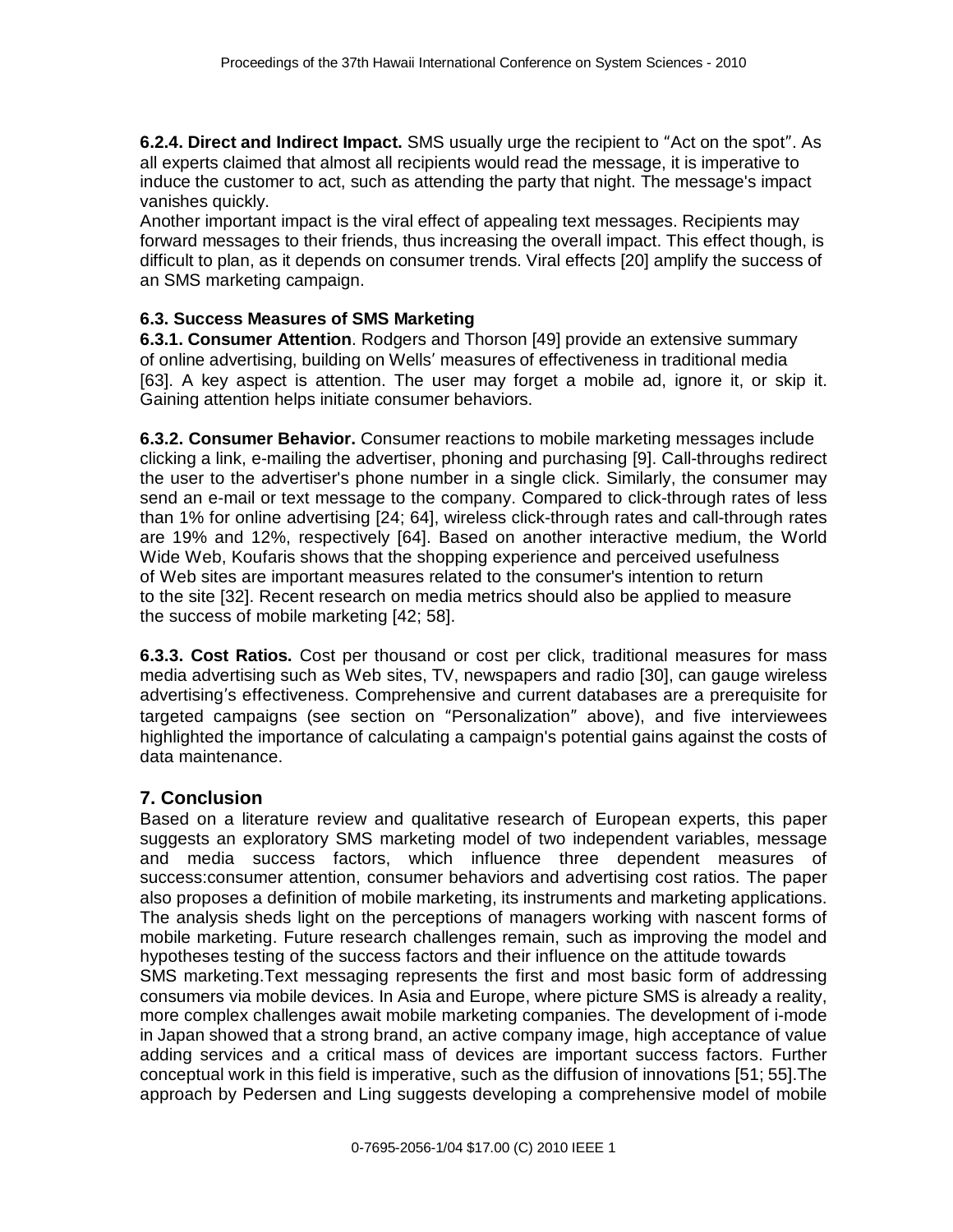**6.2.4. Direct and Indirect Impact.** SMS usually urge the recipient to "Act on the spot". As all experts claimed that almost all recipients would read the message, it is imperative to induce the customer to act, such as attending the party that night. The message's impact vanishes quickly.

Another important impact is the viral effect of appealing text messages. Recipients may forward messages to their friends, thus increasing the overall impact. This effect though, is difficult to plan, as it depends on consumer trends. Viral effects [20] amplify the success of an SMS marketing campaign.

### 6.3. Success Measures of SMS Marketing

**6.3.1. Consumer Attention**. Rodgers and Thorson [49] provide an extensive summary of online advertising, building on Wells' measures of effectiveness in traditional media [63]. A key aspect is attention. The user may forget a mobile ad, ignore it, or skip it. Gaining attention helps initiate consumer behaviors.

**6.3.2. Consumer Behavior.** Consumer reactions to mobile marketing messages include clicking a link, e-mailing the advertiser, phoning and purchasing [9]. Call-throughs redirect the user to the advertiser's phone number in a single click. Similarly, the consumer may send an e-mail or text message to the company. Compared to click-through rates of less than 1% for online advertising [24; 64], wireless click-through rates and call-through rates are 19% and 12%, respectively [64]. Based on another interactive medium, the World Wide Web, Koufaris shows that the shopping experience and perceived usefulness of Web sites are important measures related to the consumer's intention to return to the site [32]. Recent research on media metrics should also be applied to measure the success of mobile marketing [42; 58].

**6.3.3. Cost Ratios.** Cost per thousand or cost per click, traditional measures for mass media advertising such as Web sites, TV, newspapers and radio [30], can gauge wireless advertising's effectiveness. Comprehensive and current databases are a prerequisite for targeted campaigns (see section on "Personalization" above), and five interviewees highlighted the importance of calculating a campaign's potential gains against the costs of data maintenance.

## 7. Conclusion

Based on a literature review and qualitative research of European experts, this paper suggests an exploratory SMS marketing model of two independent variables, message and media success factors, which influence three dependent measures of success:consumer attention, consumer behaviors and advertising cost ratios. The paper also proposes a definition of mobile marketing, its instruments and marketing applications. The analysis sheds light on the perceptions of managers working with nascent forms of mobile marketing. Future research challenges remain, such as improving the model and hypotheses testing of the success factors and their influence on the attitude towards SMS marketing.Text messaging represents the first and most basic form of addressing consumers via mobile devices. In Asia and Europe, where picture SMS is already a reality, more complex challenges await mobile marketing companies. The development of i-mode in Japan showed that a strong brand, an active company image, high acceptance of value adding services and a critical mass of devices are important success factors. Further conceptual work in this field is imperative, such as the diffusion of innovations [51; 55].The approach by Pedersen and Ling suggests developing a comprehensive model of mobile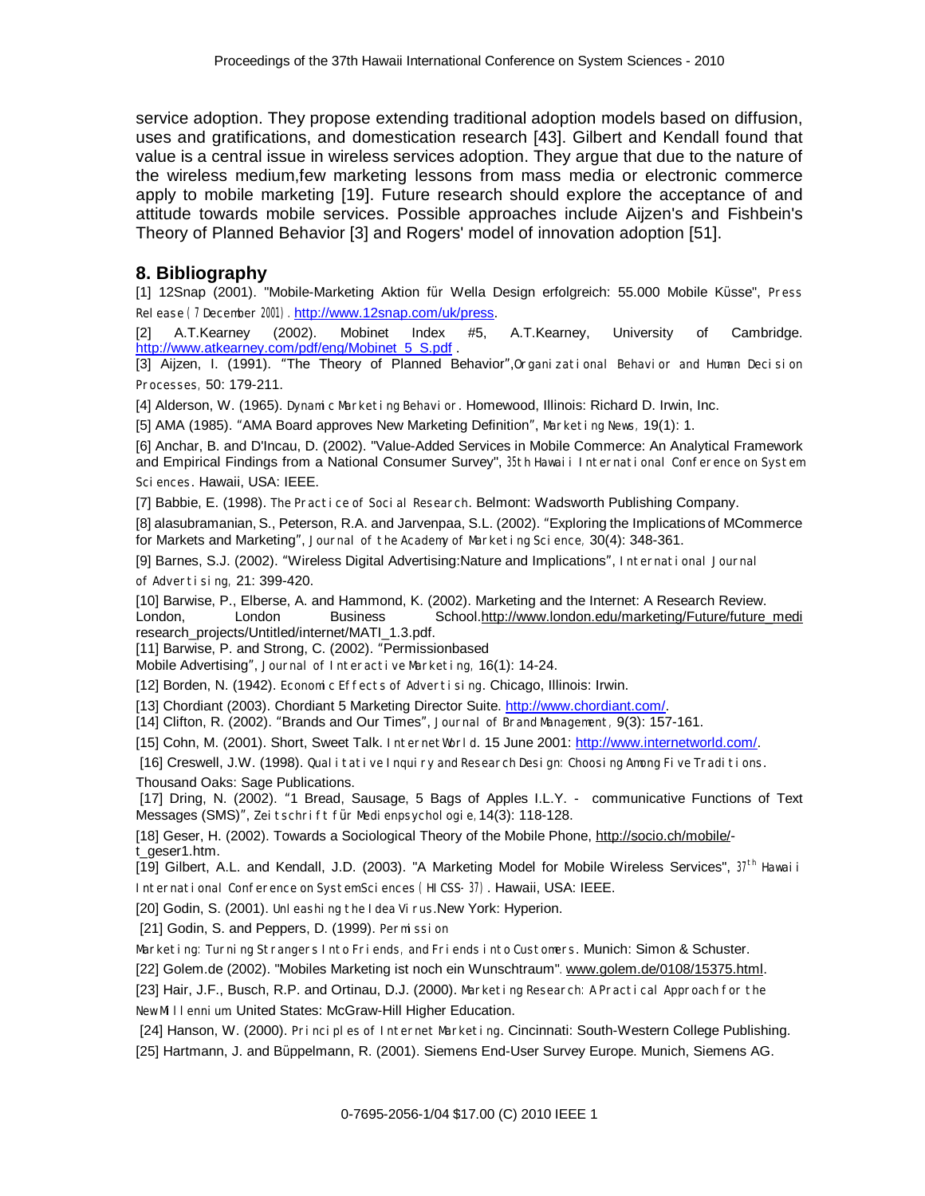service adoption. They propose extending traditional adoption models based on diffusion, uses and gratifications, and domestication research [43]. Gilbert and Kendall found that value is a central issue in wireless services adoption. They argue that due to the nature of the wireless medium,few marketing lessons from mass media or electronic commerce apply to mobile marketing [19]. Future research should explore the acceptance of and attitude towards mobile services. Possible approaches include Aijzen's and Fishbein's Theory of Planned Behavior [3] and Rogers' model of innovation adoption [51].

## 8. Bibliography

[1] 12Snap (2001). "Mobile-Marketing Aktion für Wella Design erfolgreich: 55.000 Mobile Küsse", *Press Release (7 December 2001)*. http://www.12snap.com/uk/press.

[2] A.T.Kearney (2002). Mobinet Index #5, A.T.Kearney, University of Cambridge. http://www.atkearney.com/pdf/eng/Mobinet_5_S.pdf .

[3] Aijzen, I. (1991). "The Theory of Planned Behavior",*Organizational Behavior and Human Decision Processes*, 50: 179-211.

[4] Alderson, W. (1965). *Dynamic Marketing Behavior*. Homewood, Illinois: Richard D. Irwin, Inc.

[5] AMA (1985). "AMA Board approves New Marketing Definition", *Marketing News*, 19(1): 1.

[6] Anchar, B. and D'Incau, D. (2002). "Value-Added Services in Mobile Commerce: An Analytical Framework and Empirical Findings from a National Consumer Survey", *35th Hawaii International Conference on System Sciences*. Hawaii, USA: IEEE.

[7] Babbie, E. (1998). *The Practice of Social Research*. Belmont: Wadsworth Publishing Company.

[8] alasubramanian, S., Peterson, R.A. and Jarvenpaa, S.L. (2002). "Exploring the Implications of MCommerce for Markets and Marketing", *Journal of the Academy of Marketing Science*, 30(4): 348-361.

[9] Barnes, S.J. (2002). "Wireless Digital Advertising:Nature and Implications", *International Journal of Advertising*, 21: 399-420.

[10] Barwise, P., Elberse, A. and Hammond, K. (2002). Marketing and the Internet: A Research Review. London, London Business School.http://www.london.edu/marketing/Future/future_medi research_projects/Untitled/internet/MATI_1.3.pdf.

[11] Barwise, P. and Strong, C. (2002). "Permissionbased Mobile Advertising", *Journal of Interactive Marketing*, 16(1): 14-24.

[12] Borden, N. (1942). *Economic Effects of Advertising*. Chicago, Illinois: Irwin.

[13] Chordiant (2003). Chordiant 5 Marketing Director Suite. http://www.chordiant.com/.

[14] Clifton, R. (2002). "Brands and Our Times", *Journal of Brand Management*, 9(3): 157-161.

[15] Cohn, M. (2001). Short, Sweet Talk. *InternetWorld*. 15 June 2001: http://www.internetworld.com/.

[16] Creswell, J.W. (1998). *Qualitative Inquiry and Research Design: Choosing Among Five Traditions*. Thousand Oaks: Sage Publications.

[17] Dring, N. (2002). "1 Bread, Sausage, 5 Bags of Apples I.L.Y. - communicative Functions of Text Messages (SMS)", *Zeitschrift für Medienpsychologie*, 14(3): 118-128.

[18] Geser, H. (2002). Towards a Sociological Theory of the Mobile Phone, http://socio.ch/mobile/-t_geser1.htm.

[19] Gilbert, A.L. and Kendall, J.D. (2003). "A Marketing Model for Mobile Wireless Services", *37th Hawaii International Conference on SystemSciences (HICSS-37)*. Hawaii, USA: IEEE.

[20] Godin, S. (2001). *Unleashing the Idea Virus*.New York: Hyperion.

[21] Godin, S. and Peppers, D. (1999). *Permission Marketing: Turning Strangers Into Friends, and Friends into Customers*. Munich: Simon & Schuster.

[22] Golem.de (2002). "Mobiles Marketing ist noch ein Wunschtraum". www.golem.de/0108/15375.html.

[23] Hair, J.F., Busch, R.P. and Ortinau, D.J. (2000). *Marketing Research: A Practical Approach for the New Millennium* United States: McGraw-Hill Higher Education.

[24] Hanson, W. (2000). *Principles of Internet Marketing*. Cincinnati: South-Western College Publishing.

[25] Hartmann, J. and Büppelmann, R. (2001). Siemens End-User Survey Europe. Munich, Siemens AG.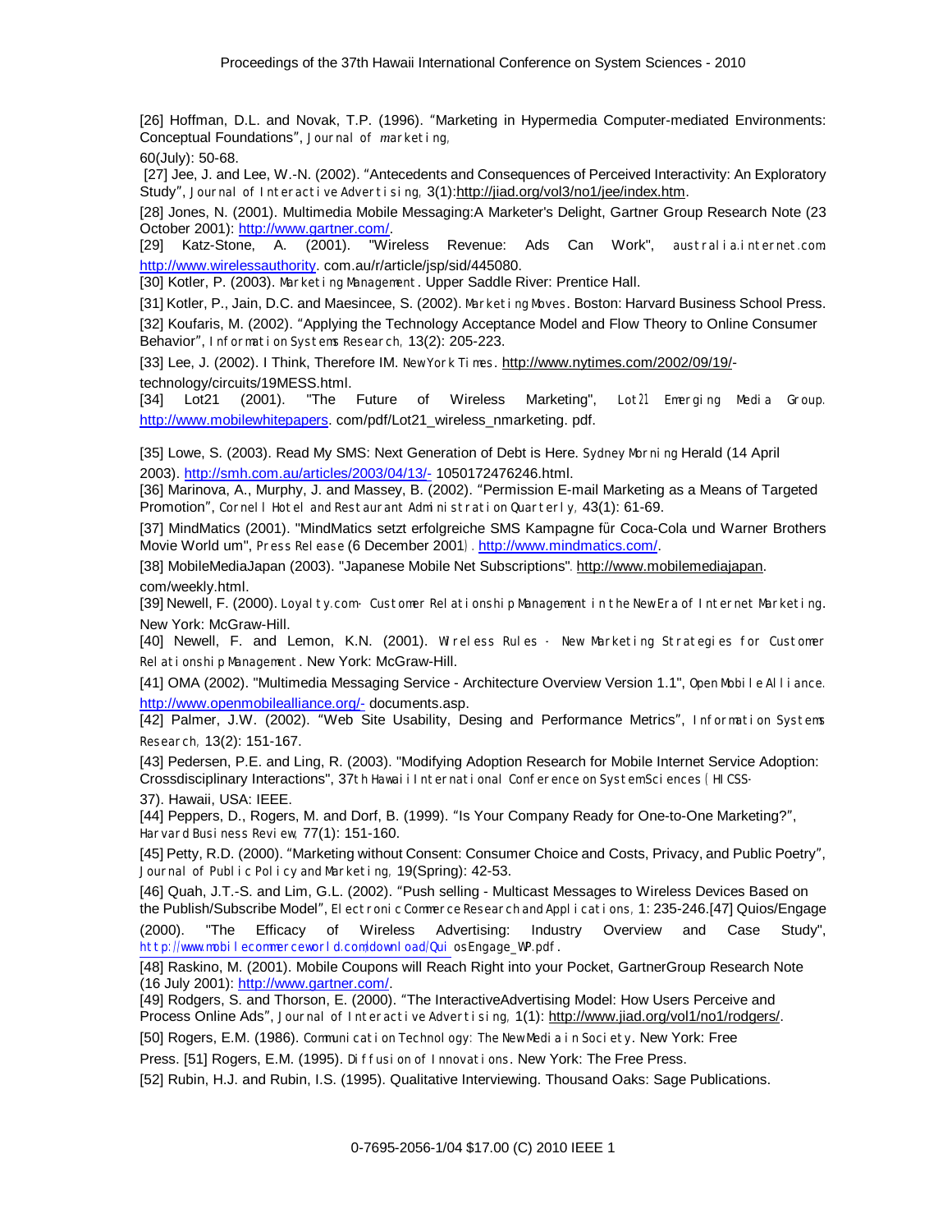[26] Hoffman, D.L. and Novak, T.P. (1996). "Marketing in Hypermedia Computer-mediated Environments: Conceptual Foundations", *Journal of marketing,* 60(July): 50-68.

[27] Jee, J. and Lee, W.-N. (2002). "Antecedents and Consequences of Perceived Interactivity: An Exploratory Study", *Journal of Interactive Advertising,* 3(1):http://jiad.org/vol3/no1/jee/index.htm.

[28] Jones, N. (2001). Multimedia Mobile Messaging:A Marketer's Delight, Gartner Group Research Note (23 October 2001): http://www.gartner.com/.

[29] Katz-Stone, A. (2001). "Wireless Revenue: Ads Can Work", *australia.internet.com.* http://www.wirelessauthority. com.au/r/article/jsp/sid/445080.

[30] Kotler, P. (2003). *Marketing Management*. Upper Saddle River: Prentice Hall.

[31] Kotler, P., Jain, D.C. and Maesincee, S. (2002). *Marketing Moves*. Boston: Harvard Business School Press.

[32] Koufaris, M. (2002). "Applying the Technology Acceptance Model and Flow Theory to Online Consumer Behavior", *Information Systems Research,* 13(2): 205-223.

[33] Lee, J. (2002). I Think, Therefore IM. *New York Times*. http://www.nytimes.com/2002/09/19/-technology/circuits/19MESS.html.

[34] Lot21 (2001). "The Future of Wireless Marketing", *Lot21 Emerging Media Group.* http://www.mobilewhitepapers. com/pdf/Lot21_wireless_nmarketing. pdf.

[35] Lowe, S. (2003). Read My SMS: Next Generation of Debt is Here. *Sydney Morning* Herald (14 April 2003). http://smh.com.au/articles/2003/04/13/- 1050172476246.html.

[36] Marinova, A., Murphy, J. and Massey, B. (2002). "Permission E-mail Marketing as a Means of Targeted Promotion", *Cornell Hotel and Restaurant Administration Quarterly,* 43(1): 61-69.

[37] MindMatics (2001). "MindMatics setzt erfolgreiche SMS Kampagne für Coca-Cola und Warner Brothers Movie World um", *Press Release* (6 December 2001). http://www.mindmatics.com/.

[38] MobileMediaJapan (2003). "Japanese Mobile Net Subscriptions". http://www.mobilemediajapan. com/weekly.html.

[39] Newell, F. (2000). *Loyalty.com- Customer Relationship Management in the New Era of Internet Marketing*. New York: McGraw-Hill.

[40] Newell, F. and Lemon, K.N. (2001). *Wireless Rules - New Marketing Strategies for Customer Relationship Management*. New York: McGraw-Hill.

[41] OMA (2002). "Multimedia Messaging Service - Architecture Overview Version 1.1", *Open Mobile Alliance.* http://www.openmobilealliance.org/- documents.asp.

[42] Palmer, J.W. (2002). "Web Site Usability, Desing and Performance Metrics", *Information Systems Research,* 13(2): 151-167.

[43] Pedersen, P.E. and Ling, R. (2003). "Modifying Adoption Research for Mobile Internet Service Adoption: Crossdisciplinary Interactions", *37th Hawaii International Conference on SystemSciences (HICSS-37)*. Hawaii, USA: IEEE.

[44] Peppers, D., Rogers, M. and Dorf, B. (1999). "Is Your Company Ready for One-to-One Marketing?", *Harvard Business Review,* 77(1): 151-160.

[45] Petty, R.D. (2000). "Marketing without Consent: Consumer Choice and Costs, Privacy, and Public Poetry", *Journal of Public Policy and Marketing,* 19(Spring): 42-53.

[46] Quah, J.T.-S. and Lim, G.L. (2002). "Push selling - Multicast Messages to Wireless Devices Based on the Publish/Subscribe Model", *Electronic Commerce Research and Applications,* 1: 235-246.

[47] Quios/Engage (2000). "The Efficacy of Wireless Advertising: Industry Overview and Case Study", http://www.mobilecommerceworld.com/download/QuiosEngage_WP.pdf.

[48] Raskino, M. (2001). Mobile Coupons will Reach Right into your Pocket, GartnerGroup Research Note (16 July 2001): http://www.gartner.com/.

[49] Rodgers, S. and Thorson, E. (2000). "The InteractiveAdvertising Model: How Users Perceive and Process Online Ads", *Journal of Interactive Advertising,* 1(1): http://www.jiad.org/vol1/no1/rodgers/.

[50] Rogers, E.M. (1986). *Communication Technology: The New Media in Society*. New York: Free Press.

[51] Rogers, E.M. (1995). *Diffusion of Innovations*. New York: The Free Press.

[52] Rubin, H.J. and Rubin, I.S. (1995). Qualitative Interviewing. Thousand Oaks: Sage Publications.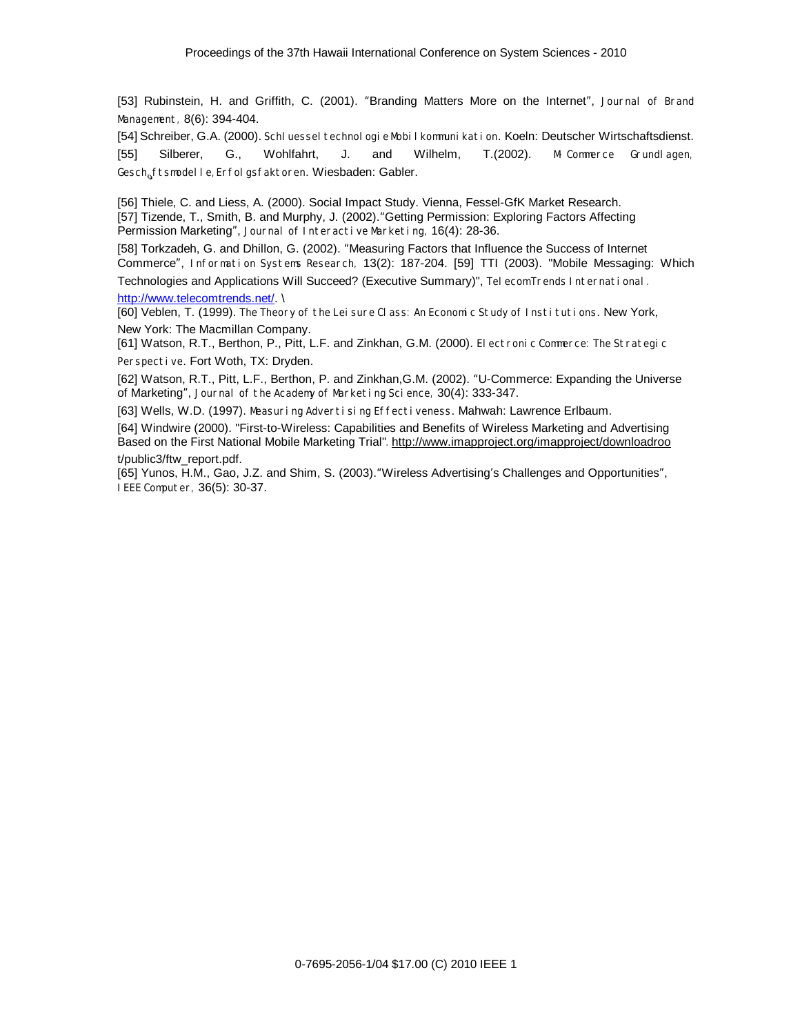[53] Rubinstein, H. and Griffith, C. (2001). "Branding Matters More on the Internet", *Journal of Brand Management*, 8(6): 394-404.

[54] Schreiber, G.A. (2000). *Schluesseltechnologie Mobilkommunikation*. Koeln: Deutscher Wirtschaftsdienst.

[55] Silberer, G., Wohlfahrt, J. and Wilhelm, T.(2002). *M-Commerce Grundlagen, Geschäftsmodelle, Erfolgsfaktoren*. Wiesbaden: Gabler.

[56] Thiele, C. and Liess, A. (2000). Social Impact Study. Vienna, Fessel-GfK Market Research.

[57] Tizende, T., Smith, B. and Murphy, J. (2002)."Getting Permission: Exploring Factors Affecting Permission Marketing", *Journal of Interactive Marketing*, 16(4): 28-36.

[58] Torkzadeh, G. and Dhillon, G. (2002). "Measuring Factors that Influence the Success of Internet Commerce", *Information Systems Research*, 13(2): 187-204.

[59] TTI (2003). "Mobile Messaging: Which Technologies and Applications Will Succeed? (Executive Summary)", *TelecomTrends International*. http://www.telecomtrends.net/. \

[60] Veblen, T. (1999). *The Theory of the Leisure Class: An Economic Study of Institutions*. New York, New York: The Macmillan Company.

[61] Watson, R.T., Berthon, P., Pitt, L.F. and Zinkhan, G.M. (2000). *Electronic Commerce: The Strategic Perspective*. Fort Woth, TX: Dryden.

[62] Watson, R.T., Pitt, L.F., Berthon, P. and Zinkhan,G.M. (2002). "U-Commerce: Expanding the Universe of Marketing", *Journal of the Academy of Marketing Science*, 30(4): 333-347.

[63] Wells, W.D. (1997). *Measuring Advertising Effectiveness*. Mahwah: Lawrence Erlbaum.

[64] Windwire (2000). "First-to-Wireless: Capabilities and Benefits of Wireless Marketing and Advertising Based on the First National Mobile Marketing Trial". http://www.imapproject.org/imapproject/downloadroot/public3/ftw_report.pdf.

[65] Yunos, H.M., Gao, J.Z. and Shim, S. (2003)."Wireless Advertising's Challenges and Opportunities", *IEEE Computer*, 36(5): 30-37.